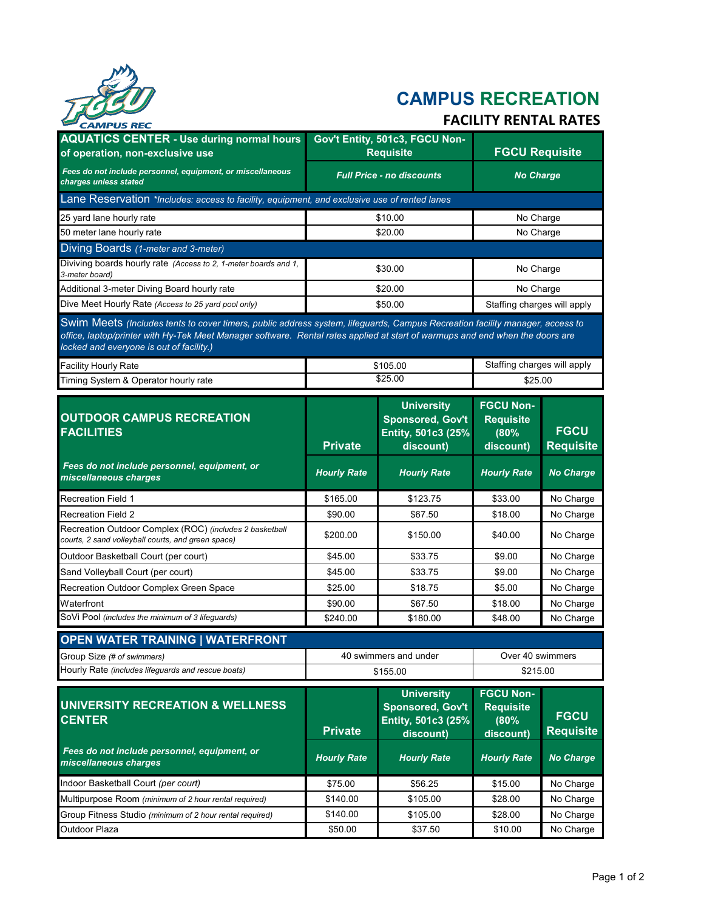# CAMPUS RECREATION

## FACILITY RENTAL RATES

| AQUATICS CENTER - Use during normal hours of operation, non-exclusive use | Gov't Entity, 501c3, FGCU Non-Requisite | FGCU Requisite |
|---|---|---|
| *Fees do not include personnel, equipment, or miscellaneous charges unless stated* | *Full Price - no discounts* | *No Charge* |
| **Lane Reservation** *\*Includes: access to facility, equipment, and exclusive use of rented lanes* | | |
| 25 yard lane hourly rate | $10.00 | No Charge |
| 50 meter lane hourly rate | $20.00 | No Charge |
| **Diving Boards** *(1-meter and 3-meter)* | | |
| Diviving boards hourly rate *(Access to 2, 1-meter boards and 1, 3-meter board)* | $30.00 | No Charge |
| Additional 3-meter Diving Board hourly rate | $20.00 | No Charge |
| Dive Meet Hourly Rate *(Access to 25 yard pool only)* | $50.00 | Staffing charges will apply |
| **Swim Meets** *(Includes tents to cover timers, public address system, lifeguards, Campus Recreation facility manager, access to office, laptop/printer with Hy-Tek Meet Manager software. Rental rates applied at start of warmups and end when the doors are locked and everyone is out of facility.)* | | |
| Facility Hourly Rate | $105.00 | Staffing charges will apply |
| Timing System & Operator hourly rate | $25.00 | $25.00 |

| OUTDOOR CAMPUS RECREATION FACILITIES | Private | University Sponsored, Gov't Entity, 501c3 (25% discount) | FGCU Non-Requisite (80% discount) | FGCU Requisite |
|---|---|---|---|---|
| *Fees do not include personnel, equipment, or miscellaneous charges* | *Hourly Rate* | *Hourly Rate* | *Hourly Rate* | *No Charge* |
| Recreation Field 1 | $165.00 | $123.75 | $33.00 | No Charge |
| Recreation Field 2 | $90.00 | $67.50 | $18.00 | No Charge |
| Recreation Outdoor Complex (ROC) *(includes 2 basketball courts, 2 sand volleyball courts, and green space)* | $200.00 | $150.00 | $40.00 | No Charge |
| Outdoor Basketball Court (per court) | $45.00 | $33.75 | $9.00 | No Charge |
| Sand Volleyball Court (per court) | $45.00 | $33.75 | $9.00 | No Charge |
| Recreation Outdoor Complex Green Space | $25.00 | $18.75 | $5.00 | No Charge |
| Waterfront | $90.00 | $67.50 | $18.00 | No Charge |
| SoVi Pool *(includes the minimum of 3 lifeguards)* | $240.00 | $180.00 | $48.00 | No Charge |

| OPEN WATER TRAINING \| WATERFRONT | | |
|---|---|---|
| Group Size *(# of swimmers)* | 40 swimmers and under | Over 40 swimmers |
| Hourly Rate *(includes lifeguards and rescue boats)* | $155.00 | $215.00 |

| UNIVERSITY RECREATION & WELLNESS CENTER | Private | University Sponsored, Gov't Entity, 501c3 (25% discount) | FGCU Non-Requisite (80% discount) | FGCU Requisite |
|---|---|---|---|---|
| *Fees do not include personnel, equipment, or miscellaneous charges* | *Hourly Rate* | *Hourly Rate* | *Hourly Rate* | *No Charge* |
| Indoor Basketball Court *(per court)* | $75.00 | $56.25 | $15.00 | No Charge |
| Multipurpose Room *(minimum of 2 hour rental required)* | $140.00 | $105.00 | $28.00 | No Charge |
| Group Fitness Studio *(minimum of 2 hour rental required)* | $140.00 | $105.00 | $28.00 | No Charge |
| Outdoor Plaza | $50.00 | $37.50 | $10.00 | No Charge |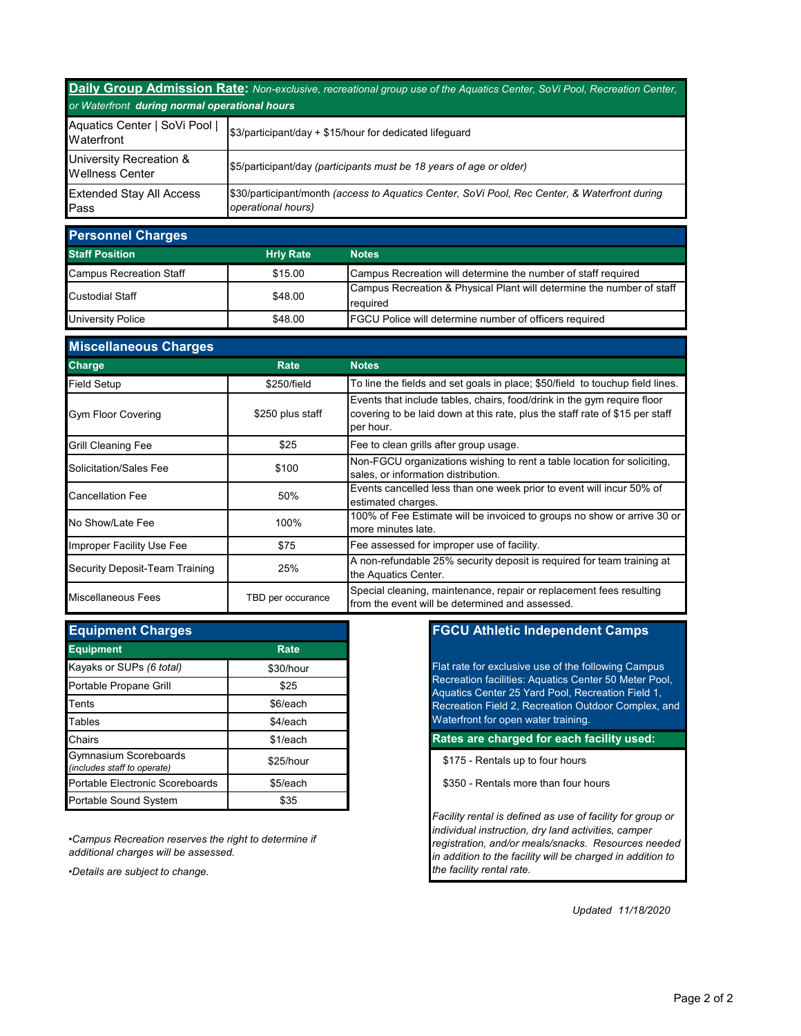## Daily Group Admission Rate: *Non-exclusive, recreational group use of the Aquatics Center, SoVi Pool, Recreation Center, or Waterfront* ***during normal operational hours***

| | |
|---|---|
| Aquatics Center \| SoVi Pool \| Waterfront | $3/participant/day + $15/hour for dedicated lifeguard |
| University Recreation & Wellness Center | $5/participant/day *(participants must be 18 years of age or older)* |
| Extended Stay All Access Pass | $30/participant/month *(access to Aquatics Center, SoVi Pool, Rec Center, & Waterfront during operational hours)* |

## Personnel Charges

| Staff Position | Hrly Rate | Notes |
|---|---|---|
| Campus Recreation Staff | $15.00 | Campus Recreation will determine the number of staff required |
| Custodial Staff | $48.00 | Campus Recreation & Physical Plant will determine the number of staff required |
| University Police | $48.00 | FGCU Police will determine number of officers required |

## Miscellaneous Charges

| Charge | Rate | Notes |
|---|---|---|
| Field Setup | $250/field | To line the fields and set goals in place; $50/field to touchup field lines. |
| Gym Floor Covering | $250 plus staff | Events that include tables, chairs, food/drink in the gym require floor covering to be laid down at this rate, plus the staff rate of $15 per staff per hour. |
| Grill Cleaning Fee | $25 | Fee to clean grills after group usage. |
| Solicitation/Sales Fee | $100 | Non-FGCU organizations wishing to rent a table location for soliciting, sales, or information distribution. |
| Cancellation Fee | 50% | Events cancelled less than one week prior to event will incur 50% of estimated charges. |
| No Show/Late Fee | 100% | 100% of Fee Estimate will be invoiced to groups no show or arrive 30 or more minutes late. |
| Improper Facility Use Fee | $75 | Fee assessed for improper use of facility. |
| Security Deposit-Team Training | 25% | A non-refundable 25% security deposit is required for team training at the Aquatics Center. |
| Miscellaneous Fees | TBD per occurance | Special cleaning, maintenance, repair or replacement fees resulting from the event will be determined and assessed. |

## Equipment Charges

| Equipment | Rate |
|---|---|
| Kayaks or SUPs *(6 total)* | $30/hour |
| Portable Propane Grill | $25 |
| Tents | $6/each |
| Tables | $4/each |
| Chairs | $1/each |
| Gymnasium Scoreboards *(includes staff to operate)* | $25/hour |
| Portable Electronic Scoreboards | $5/each |
| Portable Sound System | $35 |

*•Campus Recreation reserves the right to determine if additional charges will be assessed.*

*•Details are subject to change.*

## FGCU Athletic Independent Camps

Flat rate for exclusive use of the following Campus Recreation facilities: Aquatics Center 50 Meter Pool, Aquatics Center 25 Yard Pool, Recreation Field 1, Recreation Field 2, Recreation Outdoor Complex, and Waterfront for open water training.

**Rates are charged for each facility used:**

$175 - Rentals up to four hours

$350 - Rentals more than four hours

*Facility rental is defined as use of facility for group or individual instruction, dry land activities, camper registration, and/or meals/snacks. Resources needed in addition to the facility will be charged in addition to the facility rental rate.*

*Updated 11/18/2020*